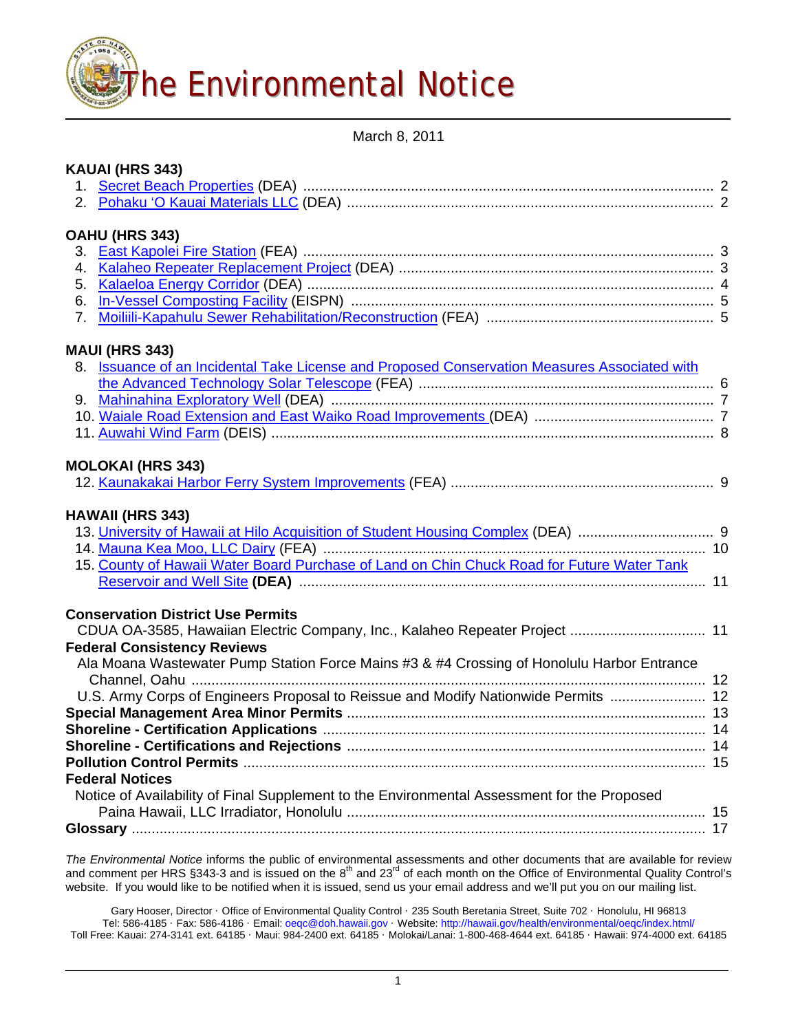# The Environmental Notice

March 8, 2011

**KAUAI (HRS 343)**

1. Secret Beach Properties (DEA) .......... 2
2. Pohaku 'O Kauai Materials LLC (DEA) .......... 2

**OAHU (HRS 343)**

3. East Kapolei Fire Station (FEA) .......... 3
4. Kalaheo Repeater Replacement Project (DEA) .......... 3
5. Kalaeloa Energy Corridor (DEA) .......... 4
6. In-Vessel Composting Facility (EISPN) .......... 5
7. Moiliili-Kapahulu Sewer Rehabilitation/Reconstruction (FEA) .......... 5

**MAUI (HRS 343)**

8. Issuance of an Incidental Take License and Proposed Conservation Measures Associated with the Advanced Technology Solar Telescope (FEA) .......... 6
9. Mahinahina Exploratory Well (DEA) .......... 7
10. Waiale Road Extension and East Waiko Road Improvements (DEA) .......... 7
11. Auwahi Wind Farm (DEIS) .......... 8

**MOLOKAI (HRS 343)**

12. Kaunakakai Harbor Ferry System Improvements (FEA) .......... 9

**HAWAII (HRS 343)**

13. University of Hawaii at Hilo Acquisition of Student Housing Complex (DEA) .......... 9
14. Mauna Kea Moo, LLC Dairy (FEA) .......... 10
15. County of Hawaii Water Board Purchase of Land on Chin Chuck Road for Future Water Tank Reservoir and Well Site **(DEA)** .......... 11

**Conservation District Use Permits**

CDUA OA-3585, Hawaiian Electric Company, Inc., Kalaheo Repeater Project .......... 11

**Federal Consistency Reviews**

Ala Moana Wastewater Pump Station Force Mains #3 & #4 Crossing of Honolulu Harbor Entrance Channel, Oahu .......... 12

U.S. Army Corps of Engineers Proposal to Reissue and Modify Nationwide Permits .......... 12

**Special Management Area Minor Permits** .......... 13

**Shoreline - Certification Applications** .......... 14

**Shoreline - Certifications and Rejections** .......... 14

**Pollution Control Permits** .......... 15

**Federal Notices**

Notice of Availability of Final Supplement to the Environmental Assessment for the Proposed Paina Hawaii, LLC Irradiator, Honolulu .......... 15

**Glossary** .......... 17

*The Environmental Notice* informs the public of environmental assessments and other documents that are available for review and comment per HRS §343-3 and is issued on the 8th and 23rd of each month on the Office of Environmental Quality Control's website. If you would like to be notified when it is issued, send us your email address and we'll put you on our mailing list.

Gary Hooser, Director · Office of Environmental Quality Control · 235 South Beretania Street, Suite 702 · Honolulu, HI 96813
Tel: 586-4185 · Fax: 586-4186 · Email: oeqc@doh.hawaii.gov · Website: http://hawaii.gov/health/environmental/oeqc/index.html/
Toll Free: Kauai: 274-3141 ext. 64185 · Maui: 984-2400 ext. 64185 · Molokai/Lanai: 1-800-468-4644 ext. 64185 · Hawaii: 974-4000 ext. 64185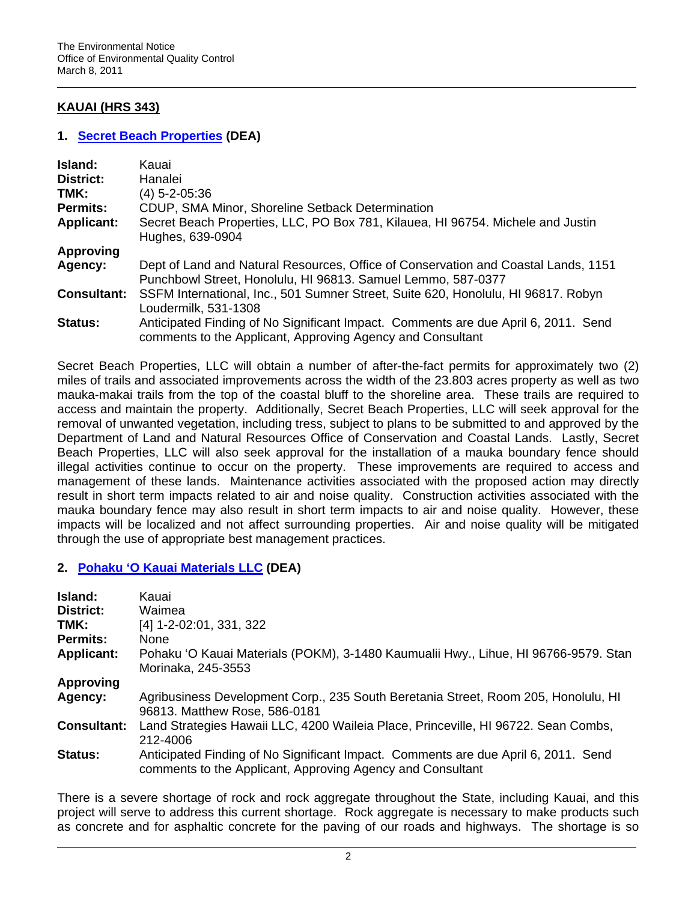## KAUAI (HRS 343)

### 1. Secret Beach Properties (DEA)

| | |
|---|---|
| **Island:** | Kauai |
| **District:** | Hanalei |
| **TMK:** | (4) 5-2-05:36 |
| **Permits:** | CDUP, SMA Minor, Shoreline Setback Determination |
| **Applicant:** | Secret Beach Properties, LLC, PO Box 781, Kilauea, HI 96754. Michele and Justin Hughes, 639-0904 |
| **Approving Agency:** | Dept of Land and Natural Resources, Office of Conservation and Coastal Lands, 1151 Punchbowl Street, Honolulu, HI 96813. Samuel Lemmo, 587-0377 |
| **Consultant:** | SSFM International, Inc., 501 Sumner Street, Suite 620, Honolulu, HI 96817. Robyn Loudermilk, 531-1308 |
| **Status:** | Anticipated Finding of No Significant Impact. Comments are due April 6, 2011. Send comments to the Applicant, Approving Agency and Consultant |

Secret Beach Properties, LLC will obtain a number of after-the-fact permits for approximately two (2) miles of trails and associated improvements across the width of the 23.803 acres property as well as two mauka-makai trails from the top of the coastal bluff to the shoreline area. These trails are required to access and maintain the property. Additionally, Secret Beach Properties, LLC will seek approval for the removal of unwanted vegetation, including tress, subject to plans to be submitted to and approved by the Department of Land and Natural Resources Office of Conservation and Coastal Lands. Lastly, Secret Beach Properties, LLC will also seek approval for the installation of a mauka boundary fence should illegal activities continue to occur on the property. These improvements are required to access and management of these lands. Maintenance activities associated with the proposed action may directly result in short term impacts related to air and noise quality. Construction activities associated with the mauka boundary fence may also result in short term impacts to air and noise quality. However, these impacts will be localized and not affect surrounding properties. Air and noise quality will be mitigated through the use of appropriate best management practices.

### 2. Pohaku 'O Kauai Materials LLC (DEA)

| | |
|---|---|
| **Island:** | Kauai |
| **District:** | Waimea |
| **TMK:** | [4] 1-2-02:01, 331, 322 |
| **Permits:** | None |
| **Applicant:** | Pohaku 'O Kauai Materials (POKM), 3-1480 Kaumualii Hwy., Lihue, HI 96766-9579. Stan Morinaka, 245-3553 |
| **Approving Agency:** | Agribusiness Development Corp., 235 South Beretania Street, Room 205, Honolulu, HI 96813. Matthew Rose, 586-0181 |
| **Consultant:** | Land Strategies Hawaii LLC, 4200 Waileia Place, Princeville, HI 96722. Sean Combs, 212-4006 |
| **Status:** | Anticipated Finding of No Significant Impact. Comments are due April 6, 2011. Send comments to the Applicant, Approving Agency and Consultant |

There is a severe shortage of rock and rock aggregate throughout the State, including Kauai, and this project will serve to address this current shortage. Rock aggregate is necessary to make products such as concrete and for asphaltic concrete for the paving of our roads and highways. The shortage is so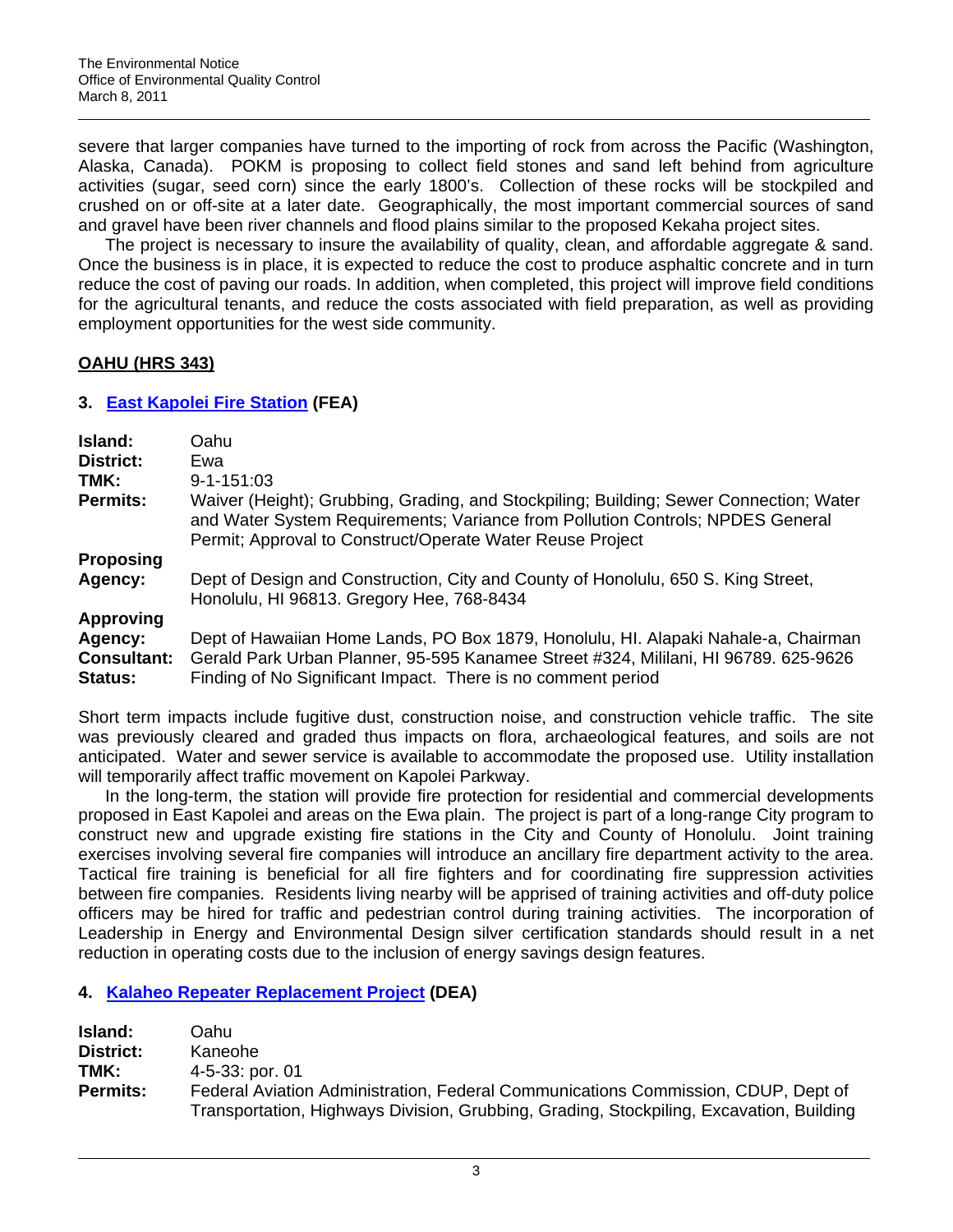severe that larger companies have turned to the importing of rock from across the Pacific (Washington, Alaska, Canada). POKM is proposing to collect field stones and sand left behind from agriculture activities (sugar, seed corn) since the early 1800's. Collection of these rocks will be stockpiled and crushed on or off-site at a later date. Geographically, the most important commercial sources of sand and gravel have been river channels and flood plains similar to the proposed Kekaha project sites.

The project is necessary to insure the availability of quality, clean, and affordable aggregate & sand. Once the business is in place, it is expected to reduce the cost to produce asphaltic concrete and in turn reduce the cost of paving our roads. In addition, when completed, this project will improve field conditions for the agricultural tenants, and reduce the costs associated with field preparation, as well as providing employment opportunities for the west side community.

## OAHU (HRS 343)

### 3. East Kapolei Fire Station (FEA)

| | |
|---|---|
| **Island:** | Oahu |
| **District:** | Ewa |
| **TMK:** | 9-1-151:03 |
| **Permits:** | Waiver (Height); Grubbing, Grading, and Stockpiling; Building; Sewer Connection; Water and Water System Requirements; Variance from Pollution Controls; NPDES General Permit; Approval to Construct/Operate Water Reuse Project |
| **Proposing Agency:** | Dept of Design and Construction, City and County of Honolulu, 650 S. King Street, Honolulu, HI 96813. Gregory Hee, 768-8434 |
| **Approving Agency:** | Dept of Hawaiian Home Lands, PO Box 1879, Honolulu, HI. Alapaki Nahale-a, Chairman |
| **Consultant:** | Gerald Park Urban Planner, 95-595 Kanamee Street #324, Mililani, HI 96789. 625-9626 |
| **Status:** | Finding of No Significant Impact. There is no comment period |

Short term impacts include fugitive dust, construction noise, and construction vehicle traffic. The site was previously cleared and graded thus impacts on flora, archaeological features, and soils are not anticipated. Water and sewer service is available to accommodate the proposed use. Utility installation will temporarily affect traffic movement on Kapolei Parkway.

In the long-term, the station will provide fire protection for residential and commercial developments proposed in East Kapolei and areas on the Ewa plain. The project is part of a long-range City program to construct new and upgrade existing fire stations in the City and County of Honolulu. Joint training exercises involving several fire companies will introduce an ancillary fire department activity to the area. Tactical fire training is beneficial for all fire fighters and for coordinating fire suppression activities between fire companies. Residents living nearby will be apprised of training activities and off-duty police officers may be hired for traffic and pedestrian control during training activities. The incorporation of Leadership in Energy and Environmental Design silver certification standards should result in a net reduction in operating costs due to the inclusion of energy savings design features.

### 4. Kalaheo Repeater Replacement Project (DEA)

| | |
|---|---|
| **Island:** | Oahu |
| **District:** | Kaneohe |
| **TMK:** | 4-5-33: por. 01 |
| **Permits:** | Federal Aviation Administration, Federal Communications Commission, CDUP, Dept of Transportation, Highways Division, Grubbing, Grading, Stockpiling, Excavation, Building |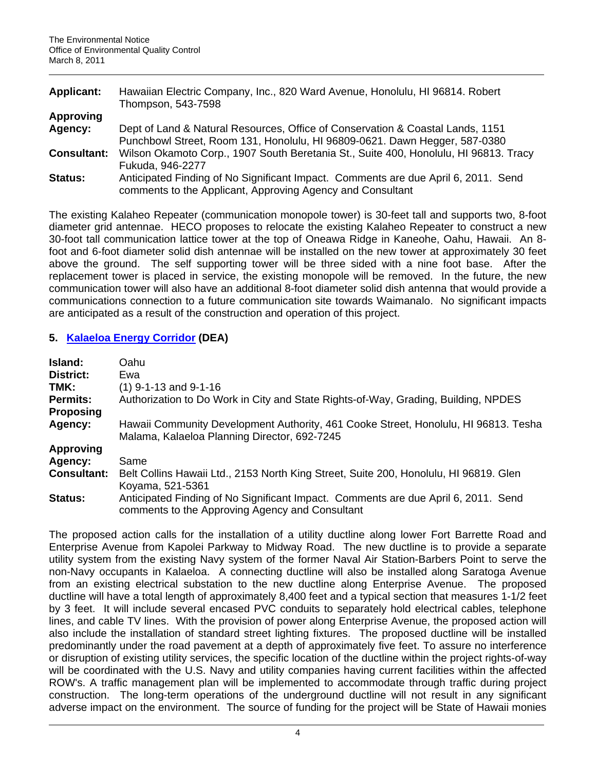**Applicant:** Hawaiian Electric Company, Inc., 820 Ward Avenue, Honolulu, HI 96814. Robert Thompson, 543-7598

**Approving Agency:** Dept of Land & Natural Resources, Office of Conservation & Coastal Lands, 1151 Punchbowl Street, Room 131, Honolulu, HI 96809-0621. Dawn Hegger, 587-0380

**Consultant:** Wilson Okamoto Corp., 1907 South Beretania St., Suite 400, Honolulu, HI 96813. Tracy Fukuda, 946-2277

**Status:** Anticipated Finding of No Significant Impact. Comments are due April 6, 2011. Send comments to the Applicant, Approving Agency and Consultant

The existing Kalaheo Repeater (communication monopole tower) is 30-feet tall and supports two, 8-foot diameter grid antennae. HECO proposes to relocate the existing Kalaheo Repeater to construct a new 30-foot tall communication lattice tower at the top of Oneawa Ridge in Kaneohe, Oahu, Hawaii. An 8-foot and 6-foot diameter solid dish antennae will be installed on the new tower at approximately 30 feet above the ground. The self supporting tower will be three sided with a nine foot base. After the replacement tower is placed in service, the existing monopole will be removed. In the future, the new communication tower will also have an additional 8-foot diameter solid dish antenna that would provide a communications connection to a future communication site towards Waimanalo. No significant impacts are anticipated as a result of the construction and operation of this project.

## 5. Kalaeloa Energy Corridor (DEA)

**Island:** Oahu

**District:** Ewa

**TMK:** (1) 9-1-13 and 9-1-16

**Permits:** Authorization to Do Work in City and State Rights-of-Way, Grading, Building, NPDES

**Proposing Agency:** Hawaii Community Development Authority, 461 Cooke Street, Honolulu, HI 96813. Tesha Malama, Kalaeloa Planning Director, 692-7245

**Approving Agency:** Same

**Consultant:** Belt Collins Hawaii Ltd., 2153 North King Street, Suite 200, Honolulu, HI 96819. Glen Koyama, 521-5361

**Status:** Anticipated Finding of No Significant Impact. Comments are due April 6, 2011. Send comments to the Approving Agency and Consultant

The proposed action calls for the installation of a utility ductline along lower Fort Barrette Road and Enterprise Avenue from Kapolei Parkway to Midway Road. The new ductline is to provide a separate utility system from the existing Navy system of the former Naval Air Station-Barbers Point to serve the non-Navy occupants in Kalaeloa. A connecting ductline will also be installed along Saratoga Avenue from an existing electrical substation to the new ductline along Enterprise Avenue. The proposed ductline will have a total length of approximately 8,400 feet and a typical section that measures 1-1/2 feet by 3 feet. It will include several encased PVC conduits to separately hold electrical cables, telephone lines, and cable TV lines. With the provision of power along Enterprise Avenue, the proposed action will also include the installation of standard street lighting fixtures. The proposed ductline will be installed predominantly under the road pavement at a depth of approximately five feet. To assure no interference or disruption of existing utility services, the specific location of the ductline within the project rights-of-way will be coordinated with the U.S. Navy and utility companies having current facilities within the affected ROW's. A traffic management plan will be implemented to accommodate through traffic during project construction. The long-term operations of the underground ductline will not result in any significant adverse impact on the environment. The source of funding for the project will be State of Hawaii monies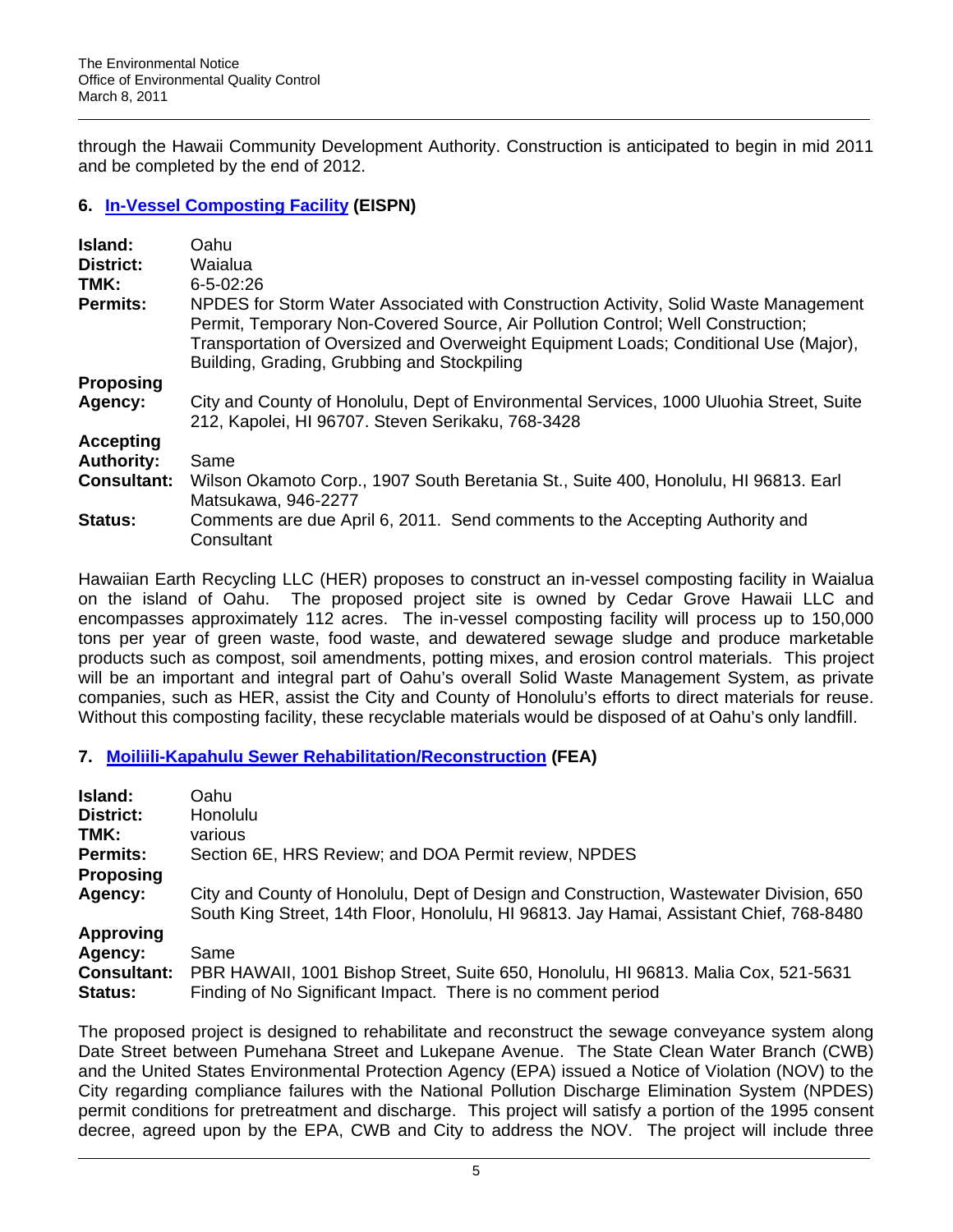through the Hawaii Community Development Authority. Construction is anticipated to begin in mid 2011 and be completed by the end of 2012.

### 6. In-Vessel Composting Facility (EISPN)

| | |
|---|---|
| **Island:** | Oahu |
| **District:** | Waialua |
| **TMK:** | 6-5-02:26 |
| **Permits:** | NPDES for Storm Water Associated with Construction Activity, Solid Waste Management Permit, Temporary Non-Covered Source, Air Pollution Control; Well Construction; Transportation of Oversized and Overweight Equipment Loads; Conditional Use (Major), Building, Grading, Grubbing and Stockpiling |
| **Proposing Agency:** | City and County of Honolulu, Dept of Environmental Services, 1000 Uluohia Street, Suite 212, Kapolei, HI 96707. Steven Serikaku, 768-3428 |
| **Accepting Authority:** | Same |
| **Consultant:** | Wilson Okamoto Corp., 1907 South Beretania St., Suite 400, Honolulu, HI 96813. Earl Matsukawa, 946-2277 |
| **Status:** | Comments are due April 6, 2011. Send comments to the Accepting Authority and Consultant |

Hawaiian Earth Recycling LLC (HER) proposes to construct an in-vessel composting facility in Waialua on the island of Oahu. The proposed project site is owned by Cedar Grove Hawaii LLC and encompasses approximately 112 acres. The in-vessel composting facility will process up to 150,000 tons per year of green waste, food waste, and dewatered sewage sludge and produce marketable products such as compost, soil amendments, potting mixes, and erosion control materials. This project will be an important and integral part of Oahu's overall Solid Waste Management System, as private companies, such as HER, assist the City and County of Honolulu's efforts to direct materials for reuse. Without this composting facility, these recyclable materials would be disposed of at Oahu's only landfill.

### 7. Moiliili-Kapahulu Sewer Rehabilitation/Reconstruction (FEA)

| | |
|---|---|
| **Island:** | Oahu |
| **District:** | Honolulu |
| **TMK:** | various |
| **Permits:** | Section 6E, HRS Review; and DOA Permit review, NPDES |
| **Proposing Agency:** | City and County of Honolulu, Dept of Design and Construction, Wastewater Division, 650 South King Street, 14th Floor, Honolulu, HI 96813. Jay Hamai, Assistant Chief, 768-8480 |
| **Approving Agency:** | Same |
| **Consultant:** | PBR HAWAII, 1001 Bishop Street, Suite 650, Honolulu, HI 96813. Malia Cox, 521-5631 |
| **Status:** | Finding of No Significant Impact. There is no comment period |

The proposed project is designed to rehabilitate and reconstruct the sewage conveyance system along Date Street between Pumehana Street and Lukepane Avenue. The State Clean Water Branch (CWB) and the United States Environmental Protection Agency (EPA) issued a Notice of Violation (NOV) to the City regarding compliance failures with the National Pollution Discharge Elimination System (NPDES) permit conditions for pretreatment and discharge. This project will satisfy a portion of the 1995 consent decree, agreed upon by the EPA, CWB and City to address the NOV. The project will include three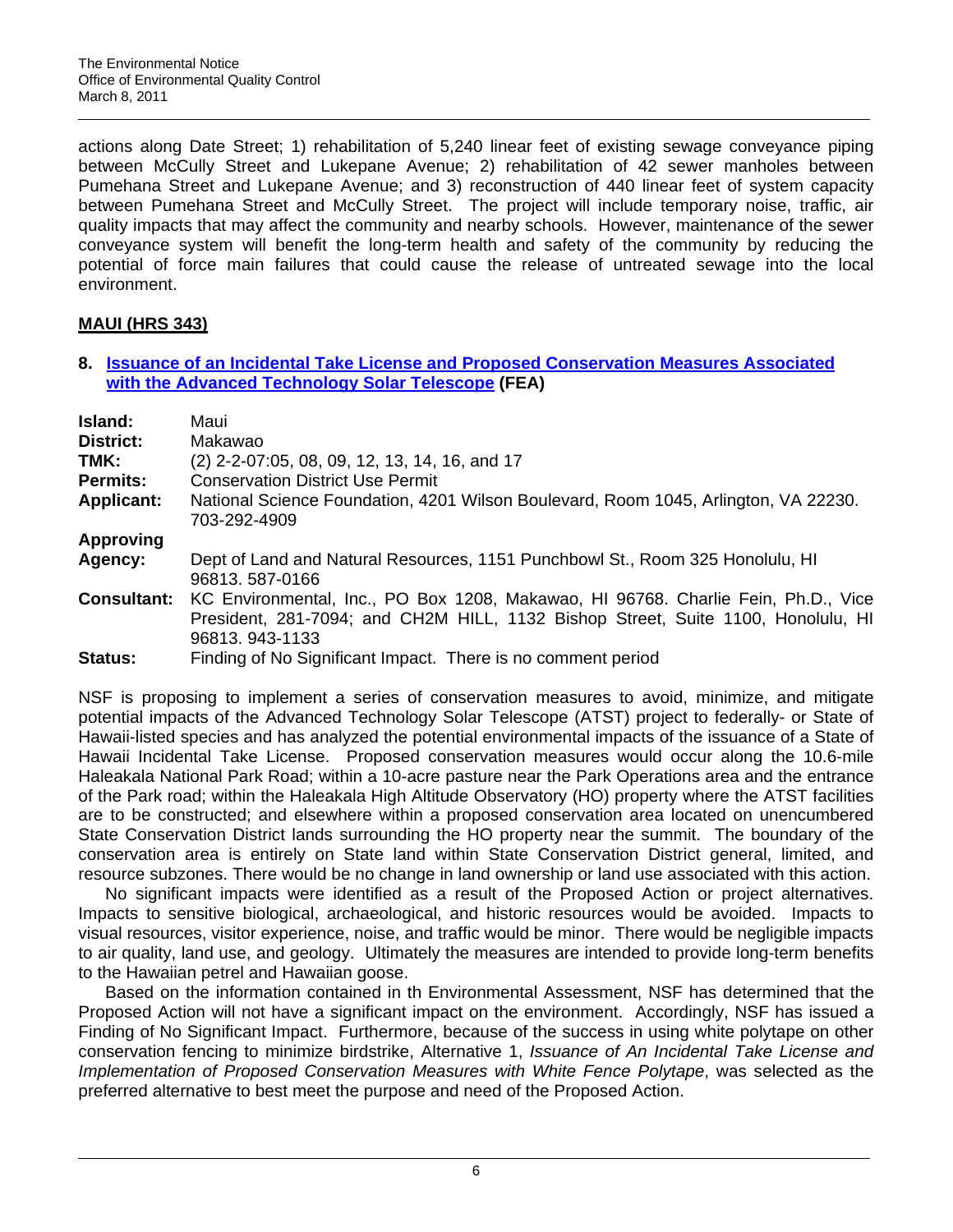actions along Date Street; 1) rehabilitation of 5,240 linear feet of existing sewage conveyance piping between McCully Street and Lukepane Avenue; 2) rehabilitation of 42 sewer manholes between Pumehana Street and Lukepane Avenue; and 3) reconstruction of 440 linear feet of system capacity between Pumehana Street and McCully Street. The project will include temporary noise, traffic, air quality impacts that may affect the community and nearby schools. However, maintenance of the sewer conveyance system will benefit the long-term health and safety of the community by reducing the potential of force main failures that could cause the release of untreated sewage into the local environment.

## MAUI (HRS 343)

### 8. Issuance of an Incidental Take License and Proposed Conservation Measures Associated with the Advanced Technology Solar Telescope (FEA)

| | |
|---|---|
| **Island:** | Maui |
| **District:** | Makawao |
| **TMK:** | (2) 2-2-07:05, 08, 09, 12, 13, 14, 16, and 17 |
| **Permits:** | Conservation District Use Permit |
| **Applicant:** | National Science Foundation, 4201 Wilson Boulevard, Room 1045, Arlington, VA 22230. 703-292-4909 |
| **Approving Agency:** | Dept of Land and Natural Resources, 1151 Punchbowl St., Room 325 Honolulu, HI 96813. 587-0166 |
| **Consultant:** | KC Environmental, Inc., PO Box 1208, Makawao, HI 96768. Charlie Fein, Ph.D., Vice President, 281-7094; and CH2M HILL, 1132 Bishop Street, Suite 1100, Honolulu, HI 96813. 943-1133 |
| **Status:** | Finding of No Significant Impact. There is no comment period |

NSF is proposing to implement a series of conservation measures to avoid, minimize, and mitigate potential impacts of the Advanced Technology Solar Telescope (ATST) project to federally- or State of Hawaii-listed species and has analyzed the potential environmental impacts of the issuance of a State of Hawaii Incidental Take License. Proposed conservation measures would occur along the 10.6-mile Haleakala National Park Road; within a 10-acre pasture near the Park Operations area and the entrance of the Park road; within the Haleakala High Altitude Observatory (HO) property where the ATST facilities are to be constructed; and elsewhere within a proposed conservation area located on unencumbered State Conservation District lands surrounding the HO property near the summit. The boundary of the conservation area is entirely on State land within State Conservation District general, limited, and resource subzones. There would be no change in land ownership or land use associated with this action.

No significant impacts were identified as a result of the Proposed Action or project alternatives. Impacts to sensitive biological, archaeological, and historic resources would be avoided. Impacts to visual resources, visitor experience, noise, and traffic would be minor. There would be negligible impacts to air quality, land use, and geology. Ultimately the measures are intended to provide long-term benefits to the Hawaiian petrel and Hawaiian goose.

Based on the information contained in th Environmental Assessment, NSF has determined that the Proposed Action will not have a significant impact on the environment. Accordingly, NSF has issued a Finding of No Significant Impact. Furthermore, because of the success in using white polytape on other conservation fencing to minimize birdstrike, Alternative 1, *Issuance of An Incidental Take License and Implementation of Proposed Conservation Measures with White Fence Polytape*, was selected as the preferred alternative to best meet the purpose and need of the Proposed Action.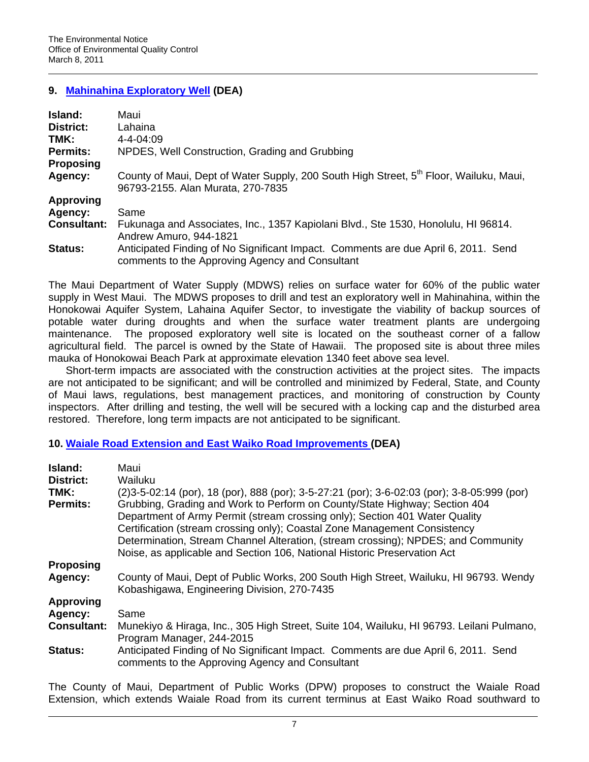## 9. Mahinahina Exploratory Well (DEA)

| | |
|---|---|
| **Island:** | Maui |
| **District:** | Lahaina |
| **TMK:** | 4-4-04:09 |
| **Permits:** | NPDES, Well Construction, Grading and Grubbing |
| **Proposing Agency:** | County of Maui, Dept of Water Supply, 200 South High Street, 5th Floor, Wailuku, Maui, 96793-2155. Alan Murata, 270-7835 |
| **Approving Agency:** | Same |
| **Consultant:** | Fukunaga and Associates, Inc., 1357 Kapiolani Blvd., Ste 1530, Honolulu, HI 96814. Andrew Amuro, 944-1821 |
| **Status:** | Anticipated Finding of No Significant Impact. Comments are due April 6, 2011. Send comments to the Approving Agency and Consultant |

The Maui Department of Water Supply (MDWS) relies on surface water for 60% of the public water supply in West Maui. The MDWS proposes to drill and test an exploratory well in Mahinahina, within the Honokowai Aquifer System, Lahaina Aquifer Sector, to investigate the viability of backup sources of potable water during droughts and when the surface water treatment plants are undergoing maintenance. The proposed exploratory well site is located on the southeast corner of a fallow agricultural field. The parcel is owned by the State of Hawaii. The proposed site is about three miles mauka of Honokowai Beach Park at approximate elevation 1340 feet above sea level.

Short-term impacts are associated with the construction activities at the project sites. The impacts are not anticipated to be significant; and will be controlled and minimized by Federal, State, and County of Maui laws, regulations, best management practices, and monitoring of construction by County inspectors. After drilling and testing, the well will be secured with a locking cap and the disturbed area restored. Therefore, long term impacts are not anticipated to be significant.

## 10. Waiale Road Extension and East Waiko Road Improvements (DEA)

| | |
|---|---|
| **Island:** | Maui |
| **District:** | Wailuku |
| **TMK:** | (2)3-5-02:14 (por), 18 (por), 888 (por); 3-5-27:21 (por); 3-6-02:03 (por); 3-8-05:999 (por) |
| **Permits:** | Grubbing, Grading and Work to Perform on County/State Highway; Section 404 Department of Army Permit (stream crossing only); Section 401 Water Quality Certification (stream crossing only); Coastal Zone Management Consistency Determination, Stream Channel Alteration, (stream crossing); NPDES; and Community Noise, as applicable and Section 106, National Historic Preservation Act |
| **Proposing Agency:** | County of Maui, Dept of Public Works, 200 South High Street, Wailuku, HI 96793. Wendy Kobashigawa, Engineering Division, 270-7435 |
| **Approving Agency:** | Same |
| **Consultant:** | Munekiyo & Hiraga, Inc., 305 High Street, Suite 104, Wailuku, HI 96793. Leilani Pulmano, Program Manager, 244-2015 |
| **Status:** | Anticipated Finding of No Significant Impact. Comments are due April 6, 2011. Send comments to the Approving Agency and Consultant |

The County of Maui, Department of Public Works (DPW) proposes to construct the Waiale Road Extension, which extends Waiale Road from its current terminus at East Waiko Road southward to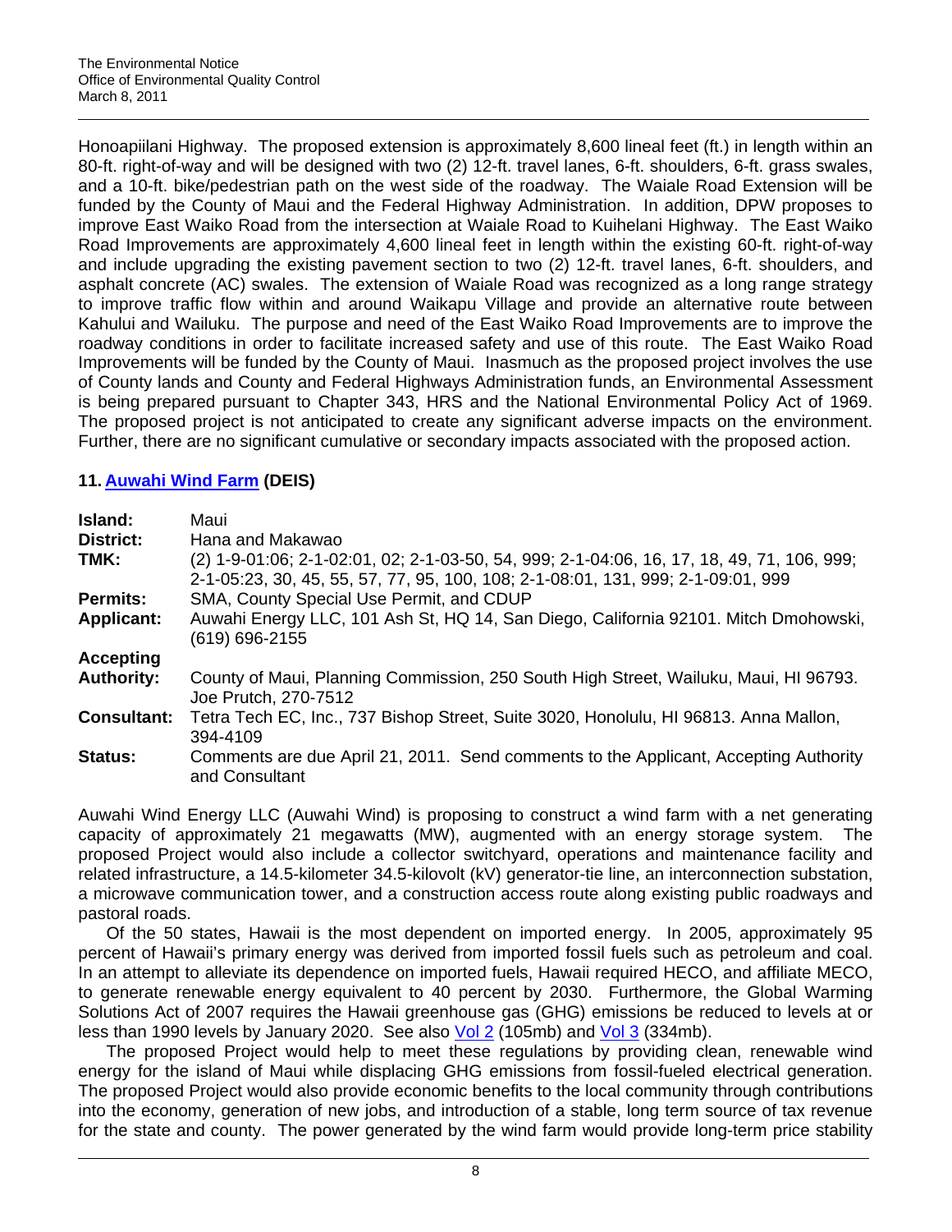Honoapiilani Highway. The proposed extension is approximately 8,600 lineal feet (ft.) in length within an 80-ft. right-of-way and will be designed with two (2) 12-ft. travel lanes, 6-ft. shoulders, 6-ft. grass swales, and a 10-ft. bike/pedestrian path on the west side of the roadway. The Waiale Road Extension will be funded by the County of Maui and the Federal Highway Administration. In addition, DPW proposes to improve East Waiko Road from the intersection at Waiale Road to Kuihelani Highway. The East Waiko Road Improvements are approximately 4,600 lineal feet in length within the existing 60-ft. right-of-way and include upgrading the existing pavement section to two (2) 12-ft. travel lanes, 6-ft. shoulders, and asphalt concrete (AC) swales. The extension of Waiale Road was recognized as a long range strategy to improve traffic flow within and around Waikapu Village and provide an alternative route between Kahului and Wailuku. The purpose and need of the East Waiko Road Improvements are to improve the roadway conditions in order to facilitate increased safety and use of this route. The East Waiko Road Improvements will be funded by the County of Maui. Inasmuch as the proposed project involves the use of County lands and County and Federal Highways Administration funds, an Environmental Assessment is being prepared pursuant to Chapter 343, HRS and the National Environmental Policy Act of 1969. The proposed project is not anticipated to create any significant adverse impacts on the environment. Further, there are no significant cumulative or secondary impacts associated with the proposed action.

## 11. Auwahi Wind Farm (DEIS)

| | |
|---|---|
| **Island:** | Maui |
| **District:** | Hana and Makawao |
| **TMK:** | (2) 1-9-01:06; 2-1-02:01, 02; 2-1-03-50, 54, 999; 2-1-04:06, 16, 17, 18, 49, 71, 106, 999; 2-1-05:23, 30, 45, 55, 57, 77, 95, 100, 108; 2-1-08:01, 131, 999; 2-1-09:01, 999 |
| **Permits:** | SMA, County Special Use Permit, and CDUP |
| **Applicant:** | Auwahi Energy LLC, 101 Ash St, HQ 14, San Diego, California 92101. Mitch Dmohowski, (619) 696-2155 |
| **Accepting Authority:** | County of Maui, Planning Commission, 250 South High Street, Wailuku, Maui, HI 96793. Joe Prutch, 270-7512 |
| **Consultant:** | Tetra Tech EC, Inc., 737 Bishop Street, Suite 3020, Honolulu, HI 96813. Anna Mallon, 394-4109 |
| **Status:** | Comments are due April 21, 2011. Send comments to the Applicant, Accepting Authority and Consultant |

Auwahi Wind Energy LLC (Auwahi Wind) is proposing to construct a wind farm with a net generating capacity of approximately 21 megawatts (MW), augmented with an energy storage system. The proposed Project would also include a collector switchyard, operations and maintenance facility and related infrastructure, a 14.5-kilometer 34.5-kilovolt (kV) generator-tie line, an interconnection substation, a microwave communication tower, and a construction access route along existing public roadways and pastoral roads.

Of the 50 states, Hawaii is the most dependent on imported energy. In 2005, approximately 95 percent of Hawaii's primary energy was derived from imported fossil fuels such as petroleum and coal. In an attempt to alleviate its dependence on imported fuels, Hawaii required HECO, and affiliate MECO, to generate renewable energy equivalent to 40 percent by 2030. Furthermore, the Global Warming Solutions Act of 2007 requires the Hawaii greenhouse gas (GHG) emissions be reduced to levels at or less than 1990 levels by January 2020. See also Vol 2 (105mb) and Vol 3 (334mb).

The proposed Project would help to meet these regulations by providing clean, renewable wind energy for the island of Maui while displacing GHG emissions from fossil-fueled electrical generation. The proposed Project would also provide economic benefits to the local community through contributions into the economy, generation of new jobs, and introduction of a stable, long term source of tax revenue for the state and county. The power generated by the wind farm would provide long-term price stability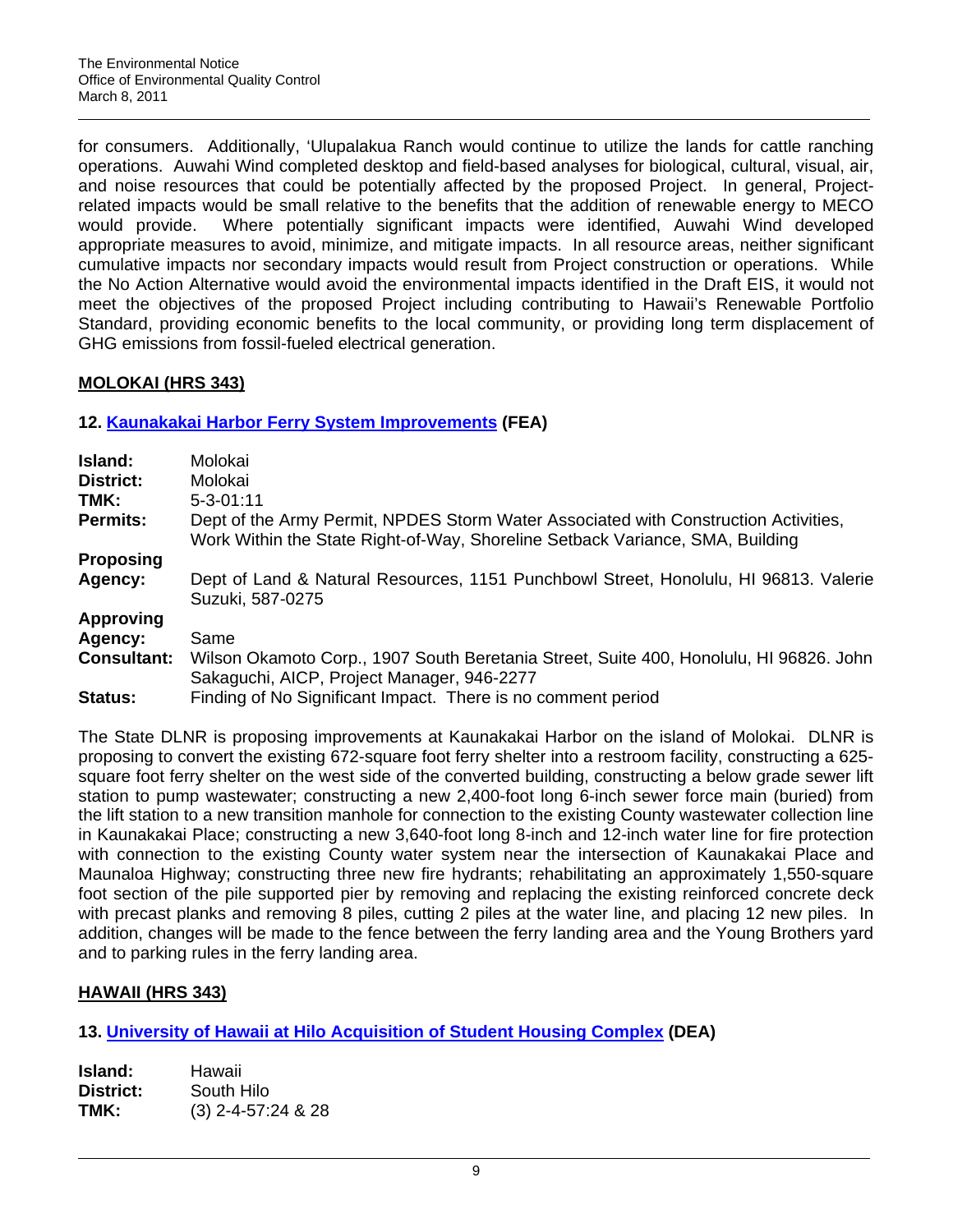for consumers. Additionally, 'Ulupalakua Ranch would continue to utilize the lands for cattle ranching operations. Auwahi Wind completed desktop and field-based analyses for biological, cultural, visual, air, and noise resources that could be potentially affected by the proposed Project. In general, Project-related impacts would be small relative to the benefits that the addition of renewable energy to MECO would provide. Where potentially significant impacts were identified, Auwahi Wind developed appropriate measures to avoid, minimize, and mitigate impacts. In all resource areas, neither significant cumulative impacts nor secondary impacts would result from Project construction or operations. While the No Action Alternative would avoid the environmental impacts identified in the Draft EIS, it would not meet the objectives of the proposed Project including contributing to Hawaii's Renewable Portfolio Standard, providing economic benefits to the local community, or providing long term displacement of GHG emissions from fossil-fueled electrical generation.

## MOLOKAI (HRS 343)

### 12. Kaunakakai Harbor Ferry System Improvements (FEA)

| | |
|---|---|
| **Island:** | Molokai |
| **District:** | Molokai |
| **TMK:** | 5-3-01:11 |
| **Permits:** | Dept of the Army Permit, NPDES Storm Water Associated with Construction Activities, Work Within the State Right-of-Way, Shoreline Setback Variance, SMA, Building |
| **Proposing Agency:** | Dept of Land & Natural Resources, 1151 Punchbowl Street, Honolulu, HI 96813. Valerie Suzuki, 587-0275 |
| **Approving Agency:** | Same |
| **Consultant:** | Wilson Okamoto Corp., 1907 South Beretania Street, Suite 400, Honolulu, HI 96826. John Sakaguchi, AICP, Project Manager, 946-2277 |
| **Status:** | Finding of No Significant Impact. There is no comment period |

The State DLNR is proposing improvements at Kaunakakai Harbor on the island of Molokai. DLNR is proposing to convert the existing 672-square foot ferry shelter into a restroom facility, constructing a 625-square foot ferry shelter on the west side of the converted building, constructing a below grade sewer lift station to pump wastewater; constructing a new 2,400-foot long 6-inch sewer force main (buried) from the lift station to a new transition manhole for connection to the existing County wastewater collection line in Kaunakakai Place; constructing a new 3,640-foot long 8-inch and 12-inch water line for fire protection with connection to the existing County water system near the intersection of Kaunakakai Place and Maunaloa Highway; constructing three new fire hydrants; rehabilitating an approximately 1,550-square foot section of the pile supported pier by removing and replacing the existing reinforced concrete deck with precast planks and removing 8 piles, cutting 2 piles at the water line, and placing 12 new piles. In addition, changes will be made to the fence between the ferry landing area and the Young Brothers yard and to parking rules in the ferry landing area.

## HAWAII (HRS 343)

### 13. University of Hawaii at Hilo Acquisition of Student Housing Complex (DEA)

| | |
|---|---|
| **Island:** | Hawaii |
| **District:** | South Hilo |
| **TMK:** | (3) 2-4-57:24 & 28 |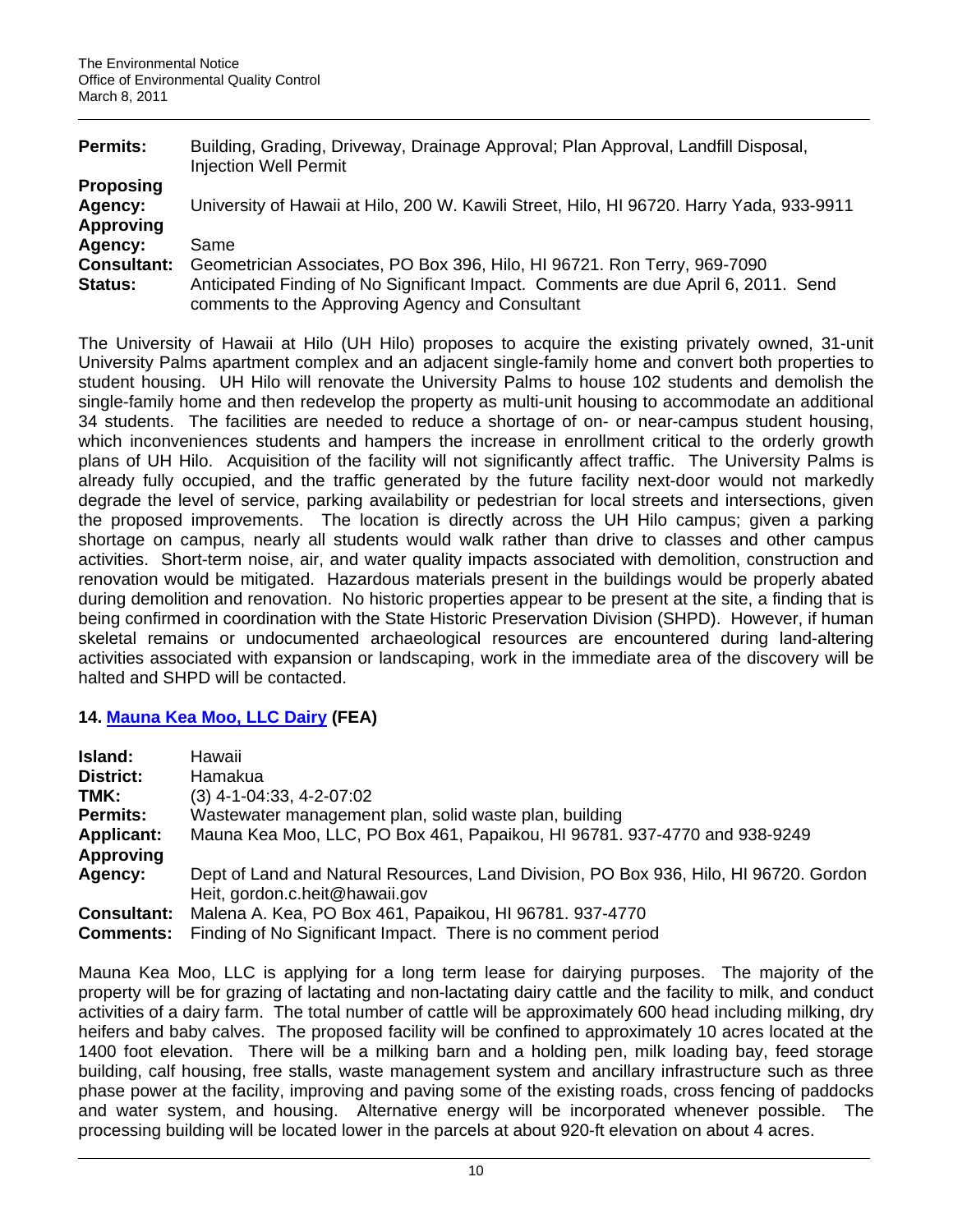| | |
|---|---|
| **Permits:** | Building, Grading, Driveway, Drainage Approval; Plan Approval, Landfill Disposal, Injection Well Permit |
| **Proposing Agency:** | University of Hawaii at Hilo, 200 W. Kawili Street, Hilo, HI 96720. Harry Yada, 933-9911 |
| **Approving Agency:** | Same |
| **Consultant:** | Geometrician Associates, PO Box 396, Hilo, HI 96721. Ron Terry, 969-7090 |
| **Status:** | Anticipated Finding of No Significant Impact. Comments are due April 6, 2011. Send comments to the Approving Agency and Consultant |

The University of Hawaii at Hilo (UH Hilo) proposes to acquire the existing privately owned, 31-unit University Palms apartment complex and an adjacent single-family home and convert both properties to student housing. UH Hilo will renovate the University Palms to house 102 students and demolish the single-family home and then redevelop the property as multi-unit housing to accommodate an additional 34 students. The facilities are needed to reduce a shortage of on- or near-campus student housing, which inconveniences students and hampers the increase in enrollment critical to the orderly growth plans of UH Hilo. Acquisition of the facility will not significantly affect traffic. The University Palms is already fully occupied, and the traffic generated by the future facility next-door would not markedly degrade the level of service, parking availability or pedestrian for local streets and intersections, given the proposed improvements. The location is directly across the UH Hilo campus; given a parking shortage on campus, nearly all students would walk rather than drive to classes and other campus activities. Short-term noise, air, and water quality impacts associated with demolition, construction and renovation would be mitigated. Hazardous materials present in the buildings would be properly abated during demolition and renovation. No historic properties appear to be present at the site, a finding that is being confirmed in coordination with the State Historic Preservation Division (SHPD). However, if human skeletal remains or undocumented archaeological resources are encountered during land-altering activities associated with expansion or landscaping, work in the immediate area of the discovery will be halted and SHPD will be contacted.

## 14. Mauna Kea Moo, LLC Dairy (FEA)

| | |
|---|---|
| **Island:** | Hawaii |
| **District:** | Hamakua |
| **TMK:** | (3) 4-1-04:33, 4-2-07:02 |
| **Permits:** | Wastewater management plan, solid waste plan, building |
| **Applicant:** | Mauna Kea Moo, LLC, PO Box 461, Papaikou, HI 96781. 937-4770 and 938-9249 |
| **Approving Agency:** | Dept of Land and Natural Resources, Land Division, PO Box 936, Hilo, HI 96720. Gordon Heit, gordon.c.heit@hawaii.gov |
| **Consultant:** | Malena A. Kea, PO Box 461, Papaikou, HI 96781. 937-4770 |
| **Comments:** | Finding of No Significant Impact. There is no comment period |

Mauna Kea Moo, LLC is applying for a long term lease for dairying purposes. The majority of the property will be for grazing of lactating and non-lactating dairy cattle and the facility to milk, and conduct activities of a dairy farm. The total number of cattle will be approximately 600 head including milking, dry heifers and baby calves. The proposed facility will be confined to approximately 10 acres located at the 1400 foot elevation. There will be a milking barn and a holding pen, milk loading bay, feed storage building, calf housing, free stalls, waste management system and ancillary infrastructure such as three phase power at the facility, improving and paving some of the existing roads, cross fencing of paddocks and water system, and housing. Alternative energy will be incorporated whenever possible. The processing building will be located lower in the parcels at about 920-ft elevation on about 4 acres.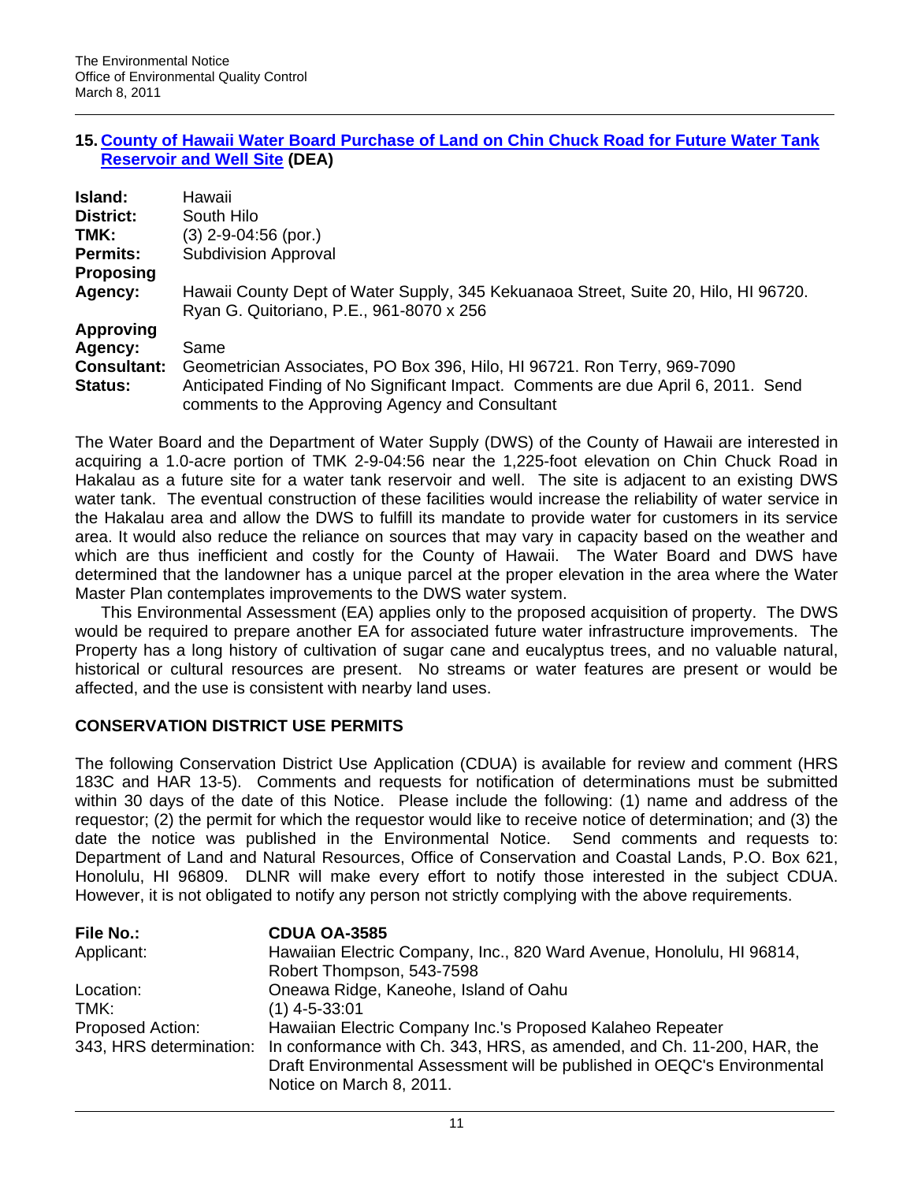### 15. [County of Hawaii Water Board Purchase of Land on Chin Chuck Road for Future Water Tank Reservoir and Well Site]() (DEA)

| | |
|---|---|
| **Island:** | Hawaii |
| **District:** | South Hilo |
| **TMK:** | (3) 2-9-04:56 (por.) |
| **Permits:** | Subdivision Approval |
| **Proposing Agency:** | Hawaii County Dept of Water Supply, 345 Kekuanaoa Street, Suite 20, Hilo, HI 96720. Ryan G. Quitoriano, P.E., 961-8070 x 256 |
| **Approving Agency:** | Same |
| **Consultant:** | Geometrician Associates, PO Box 396, Hilo, HI 96721. Ron Terry, 969-7090 |
| **Status:** | Anticipated Finding of No Significant Impact. Comments are due April 6, 2011. Send comments to the Approving Agency and Consultant |

The Water Board and the Department of Water Supply (DWS) of the County of Hawaii are interested in acquiring a 1.0-acre portion of TMK 2-9-04:56 near the 1,225-foot elevation on Chin Chuck Road in Hakalau as a future site for a water tank reservoir and well. The site is adjacent to an existing DWS water tank. The eventual construction of these facilities would increase the reliability of water service in the Hakalau area and allow the DWS to fulfill its mandate to provide water for customers in its service area. It would also reduce the reliance on sources that may vary in capacity based on the weather and which are thus inefficient and costly for the County of Hawaii. The Water Board and DWS have determined that the landowner has a unique parcel at the proper elevation in the area where the Water Master Plan contemplates improvements to the DWS water system.

This Environmental Assessment (EA) applies only to the proposed acquisition of property. The DWS would be required to prepare another EA for associated future water infrastructure improvements. The Property has a long history of cultivation of sugar cane and eucalyptus trees, and no valuable natural, historical or cultural resources are present. No streams or water features are present or would be affected, and the use is consistent with nearby land uses.

## CONSERVATION DISTRICT USE PERMITS

The following Conservation District Use Application (CDUA) is available for review and comment (HRS 183C and HAR 13-5). Comments and requests for notification of determinations must be submitted within 30 days of the date of this Notice. Please include the following: (1) name and address of the requestor; (2) the permit for which the requestor would like to receive notice of determination; and (3) the date the notice was published in the Environmental Notice. Send comments and requests to: Department of Land and Natural Resources, Office of Conservation and Coastal Lands, P.O. Box 621, Honolulu, HI 96809. DLNR will make every effort to notify those interested in the subject CDUA. However, it is not obligated to notify any person not strictly complying with the above requirements.

| **File No.:** | **CDUA OA-3585** |
|---|---|
| Applicant: | Hawaiian Electric Company, Inc., 820 Ward Avenue, Honolulu, HI 96814, Robert Thompson, 543-7598 |
| Location: | Oneawa Ridge, Kaneohe, Island of Oahu |
| TMK: | (1) 4-5-33:01 |
| Proposed Action: | Hawaiian Electric Company Inc.'s Proposed Kalaheo Repeater |
| 343, HRS determination: | In conformance with Ch. 343, HRS, as amended, and Ch. 11-200, HAR, the Draft Environmental Assessment will be published in OEQC's Environmental Notice on March 8, 2011. |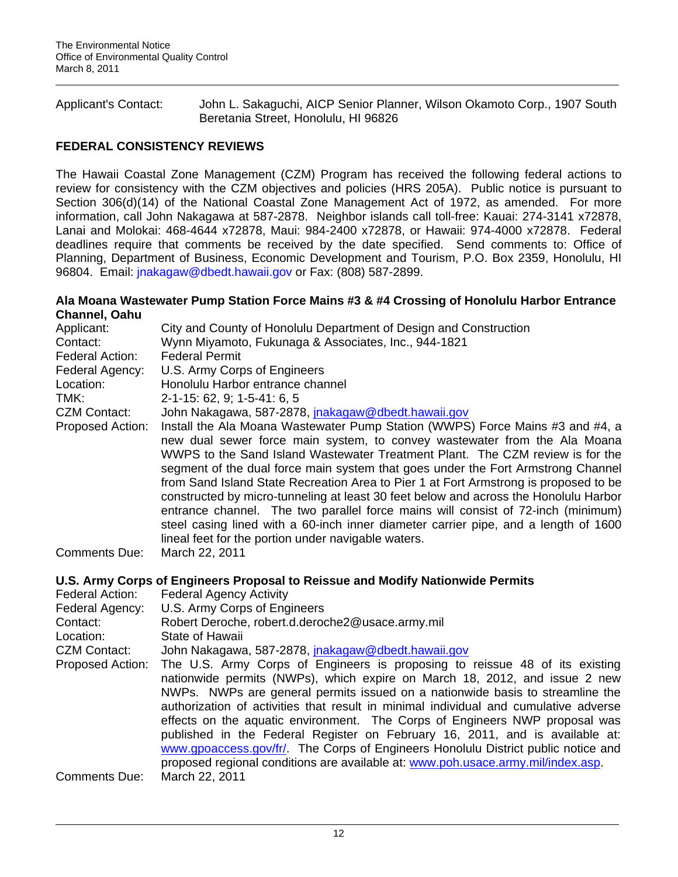Applicant's Contact: John L. Sakaguchi, AICP Senior Planner, Wilson Okamoto Corp., 1907 South Beretania Street, Honolulu, HI 96826

## FEDERAL CONSISTENCY REVIEWS

The Hawaii Coastal Zone Management (CZM) Program has received the following federal actions to review for consistency with the CZM objectives and policies (HRS 205A). Public notice is pursuant to Section 306(d)(14) of the National Coastal Zone Management Act of 1972, as amended. For more information, call John Nakagawa at 587-2878. Neighbor islands call toll-free: Kauai: 274-3141 x72878, Lanai and Molokai: 468-4644 x72878, Maui: 984-2400 x72878, or Hawaii: 974-4000 x72878. Federal deadlines require that comments be received by the date specified. Send comments to: Office of Planning, Department of Business, Economic Development and Tourism, P.O. Box 2359, Honolulu, HI 96804. Email: jnakagaw@dbedt.hawaii.gov or Fax: (808) 587-2899.

### Ala Moana Wastewater Pump Station Force Mains #3 & #4 Crossing of Honolulu Harbor Entrance Channel, Oahu

Applicant: City and County of Honolulu Department of Design and Construction
Contact: Wynn Miyamoto, Fukunaga & Associates, Inc., 944-1821
Federal Action: Federal Permit
Federal Agency: U.S. Army Corps of Engineers
Location: Honolulu Harbor entrance channel
TMK: 2-1-15: 62, 9; 1-5-41: 6, 5
CZM Contact: John Nakagawa, 587-2878, jnakagaw@dbedt.hawaii.gov
Proposed Action: Install the Ala Moana Wastewater Pump Station (WWPS) Force Mains #3 and #4, a new dual sewer force main system, to convey wastewater from the Ala Moana WWPS to the Sand Island Wastewater Treatment Plant. The CZM review is for the segment of the dual force main system that goes under the Fort Armstrong Channel from Sand Island State Recreation Area to Pier 1 at Fort Armstrong is proposed to be constructed by micro-tunneling at least 30 feet below and across the Honolulu Harbor entrance channel. The two parallel force mains will consist of 72-inch (minimum) steel casing lined with a 60-inch inner diameter carrier pipe, and a length of 1600 lineal feet for the portion under navigable waters.
Comments Due: March 22, 2011

### U.S. Army Corps of Engineers Proposal to Reissue and Modify Nationwide Permits

Federal Action: Federal Agency Activity
Federal Agency: U.S. Army Corps of Engineers
Contact: Robert Deroche, robert.d.deroche2@usace.army.mil
Location: State of Hawaii
CZM Contact: John Nakagawa, 587-2878, jnakagaw@dbedt.hawaii.gov
Proposed Action: The U.S. Army Corps of Engineers is proposing to reissue 48 of its existing nationwide permits (NWPs), which expire on March 18, 2012, and issue 2 new NWPs. NWPs are general permits issued on a nationwide basis to streamline the authorization of activities that result in minimal individual and cumulative adverse effects on the aquatic environment. The Corps of Engineers NWP proposal was published in the Federal Register on February 16, 2011, and is available at: www.gpoaccess.gov/fr/. The Corps of Engineers Honolulu District public notice and proposed regional conditions are available at: www.poh.usace.army.mil/index.asp.
Comments Due: March 22, 2011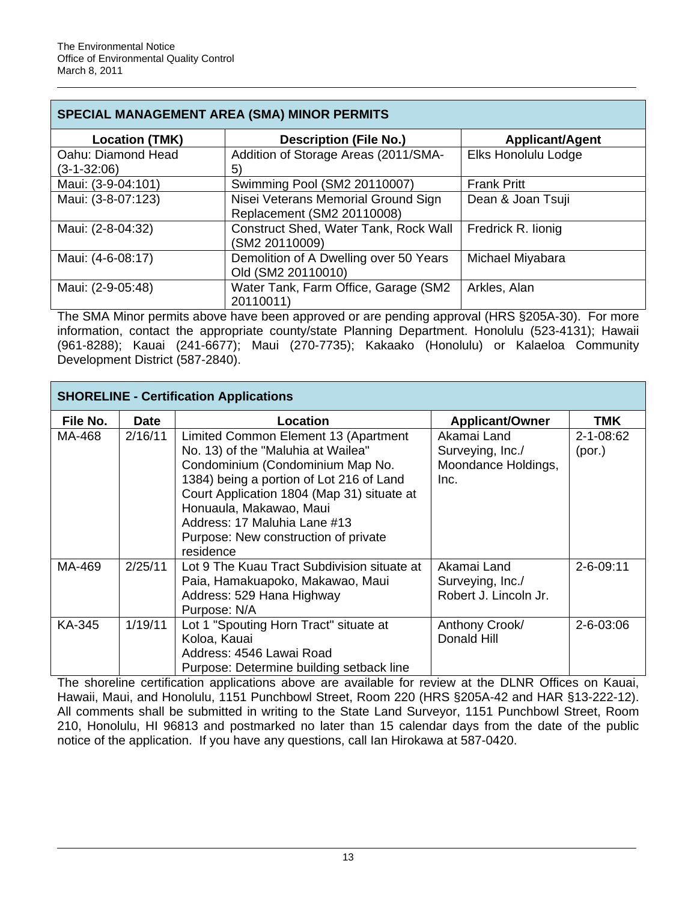## SPECIAL MANAGEMENT AREA (SMA) MINOR PERMITS

| Location (TMK) | Description (File No.) | Applicant/Agent |
|---|---|---|
| Oahu: Diamond Head (3-1-32:06) | Addition of Storage Areas (2011/SMA-5) | Elks Honolulu Lodge |
| Maui: (3-9-04:101) | Swimming Pool (SM2 20110007) | Frank Pritt |
| Maui: (3-8-07:123) | Nisei Veterans Memorial Ground Sign Replacement (SM2 20110008) | Dean & Joan Tsuji |
| Maui: (2-8-04:32) | Construct Shed, Water Tank, Rock Wall (SM2 20110009) | Fredrick R. Iionig |
| Maui: (4-6-08:17) | Demolition of A Dwelling over 50 Years Old (SM2 20110010) | Michael Miyabara |
| Maui: (2-9-05:48) | Water Tank, Farm Office, Garage (SM2 20110011) | Arkles, Alan |

The SMA Minor permits above have been approved or are pending approval (HRS §205A-30). For more information, contact the appropriate county/state Planning Department. Honolulu (523-4131); Hawaii (961-8288); Kauai (241-6677); Maui (270-7735); Kakaako (Honolulu) or Kalaeloa Community Development District (587-2840).

## SHORELINE - Certification Applications

| File No. | Date | Location | Applicant/Owner | TMK |
|---|---|---|---|---|
| MA-468 | 2/16/11 | Limited Common Element 13 (Apartment No. 13) of the "Maluhia at Wailea" Condominium (Condominium Map No. 1384) being a portion of Lot 216 of Land Court Application 1804 (Map 31) situate at Honuaula, Makawao, Maui<br>Address: 17 Maluhia Lane #13<br>Purpose: New construction of private residence | Akamai Land Surveying, Inc./ Moondance Holdings, Inc. | 2-1-08:62 (por.) |
| MA-469 | 2/25/11 | Lot 9 The Kuau Tract Subdivision situate at Paia, Hamakuapoko, Makawao, Maui<br>Address: 529 Hana Highway<br>Purpose: N/A | Akamai Land Surveying, Inc./ Robert J. Lincoln Jr. | 2-6-09:11 |
| KA-345 | 1/19/11 | Lot 1 "Spouting Horn Tract" situate at Koloa, Kauai<br>Address: 4546 Lawai Road<br>Purpose: Determine building setback line | Anthony Crook/ Donald Hill | 2-6-03:06 |

The shoreline certification applications above are available for review at the DLNR Offices on Kauai, Hawaii, Maui, and Honolulu, 1151 Punchbowl Street, Room 220 (HRS §205A-42 and HAR §13-222-12). All comments shall be submitted in writing to the State Land Surveyor, 1151 Punchbowl Street, Room 210, Honolulu, HI 96813 and postmarked no later than 15 calendar days from the date of the public notice of the application. If you have any questions, call Ian Hirokawa at 587-0420.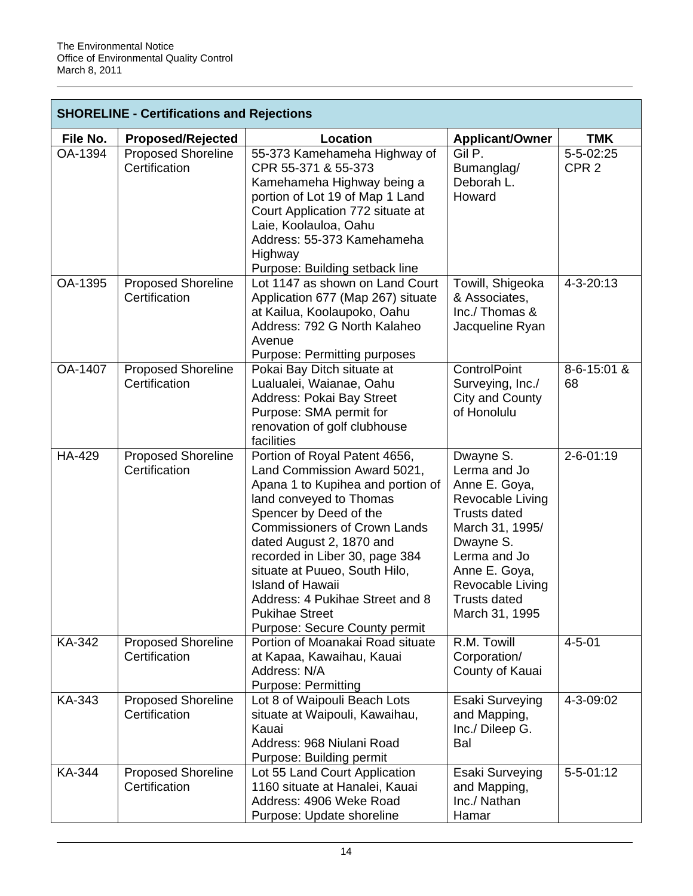| SHORELINE - Certifications and Rejections | | | | |
|---|---|---|---|---|
| **File No.** | **Proposed/Rejected** | **Location** | **Applicant/Owner** | **TMK** |
| OA-1394 | Proposed Shoreline Certification | 55-373 Kamehameha Highway of CPR 55-371 & 55-373 Kamehameha Highway being a portion of Lot 19 of Map 1 Land Court Application 772 situate at Laie, Koolauloa, Oahu<br>Address: 55-373 Kamehameha Highway<br>Purpose: Building setback line | Gil P. Bumanglag/ Deborah L. Howard | 5-5-02:25 CPR 2 |
| OA-1395 | Proposed Shoreline Certification | Lot 1147 as shown on Land Court Application 677 (Map 267) situate at Kailua, Koolaupoko, Oahu<br>Address: 792 G North Kalaheo Avenue<br>Purpose: Permitting purposes | Towill, Shigeoka & Associates, Inc./ Thomas & Jacqueline Ryan | 4-3-20:13 |
| OA-1407 | Proposed Shoreline Certification | Pokai Bay Ditch situate at Lualualei, Waianae, Oahu<br>Address: Pokai Bay Street<br>Purpose: SMA permit for renovation of golf clubhouse facilities | ControlPoint Surveying, Inc./ City and County of Honolulu | 8-6-15:01 & 68 |
| HA-429 | Proposed Shoreline Certification | Portion of Royal Patent 4656, Land Commission Award 5021, Apana 1 to Kupihea and portion of land conveyed to Thomas Spencer by Deed of the Commissioners of Crown Lands dated August 2, 1870 and recorded in Liber 30, page 384 situate at Puueo, South Hilo, Island of Hawaii<br>Address: 4 Pukihae Street and 8 Pukihae Street<br>Purpose: Secure County permit | Dwayne S. Lerma and Jo Anne E. Goya, Revocable Living Trusts dated March 31, 1995/ Dwayne S. Lerma and Jo Anne E. Goya, Revocable Living Trusts dated March 31, 1995 | 2-6-01:19 |
| KA-342 | Proposed Shoreline Certification | Portion of Moanakai Road situate at Kapaa, Kawaihau, Kauai<br>Address: N/A<br>Purpose: Permitting | R.M. Towill Corporation/ County of Kauai | 4-5-01 |
| KA-343 | Proposed Shoreline Certification | Lot 8 of Waipouli Beach Lots situate at Waipouli, Kawaihau, Kauai<br>Address: 968 Niulani Road<br>Purpose: Building permit | Esaki Surveying and Mapping, Inc./ Dileep G. Bal | 4-3-09:02 |
| KA-344 | Proposed Shoreline Certification | Lot 55 Land Court Application 1160 situate at Hanalei, Kauai<br>Address: 4906 Weke Road<br>Purpose: Update shoreline | Esaki Surveying and Mapping, Inc./ Nathan Hamar | 5-5-01:12 |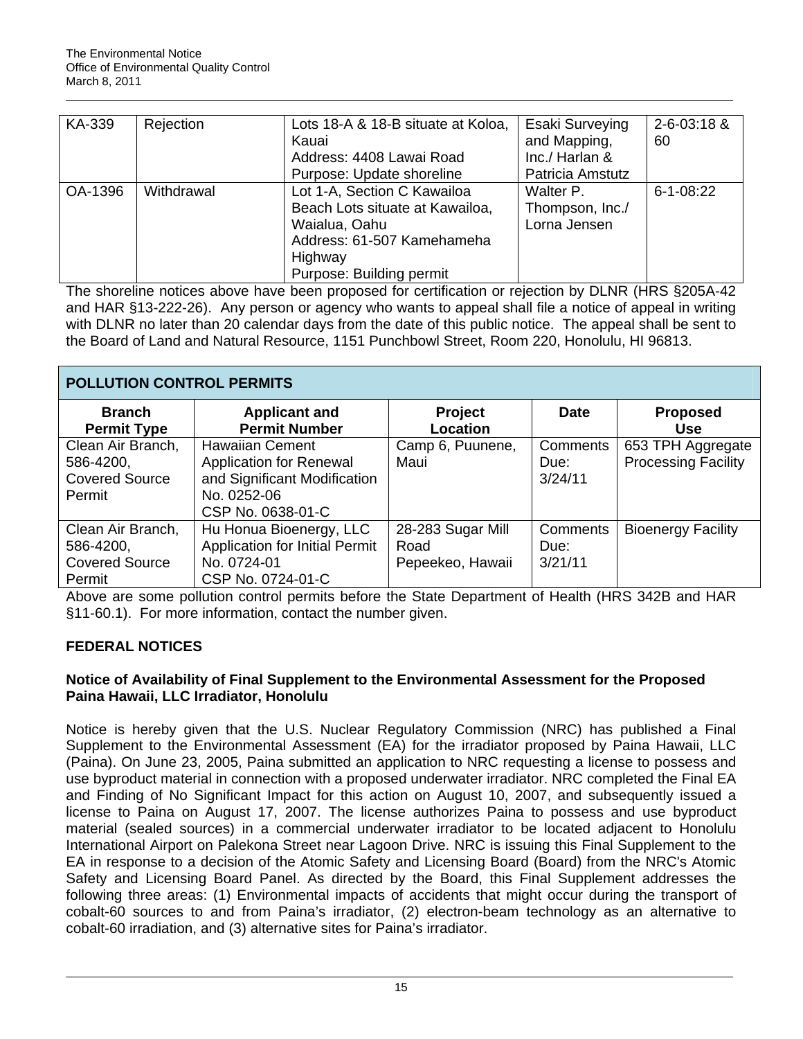| KA-339 | Rejection | Lots 18-A & 18-B situate at Koloa, Kauai<br>Address: 4408 Lawai Road<br>Purpose: Update shoreline | Esaki Surveying and Mapping, Inc./ Harlan & Patricia Amstutz | 2-6-03:18 & 60 |
|---|---|---|---|---|
| OA-1396 | Withdrawal | Lot 1-A, Section C Kawailoa Beach Lots situate at Kawailoa, Waialua, Oahu<br>Address: 61-507 Kamehameha Highway<br>Purpose: Building permit | Walter P. Thompson, Inc./ Lorna Jensen | 6-1-08:22 |

The shoreline notices above have been proposed for certification or rejection by DLNR (HRS §205A-42 and HAR §13-222-26). Any person or agency who wants to appeal shall file a notice of appeal in writing with DLNR no later than 20 calendar days from the date of this public notice. The appeal shall be sent to the Board of Land and Natural Resource, 1151 Punchbowl Street, Room 220, Honolulu, HI 96813.

## POLLUTION CONTROL PERMITS

| Branch Permit Type | Applicant and Permit Number | Project Location | Date | Proposed Use |
|---|---|---|---|---|
| Clean Air Branch, 586-4200, Covered Source Permit | Hawaiian Cement Application for Renewal and Significant Modification No. 0252-06 CSP No. 0638-01-C | Camp 6, Puunene, Maui | Comments Due: 3/24/11 | 653 TPH Aggregate Processing Facility |
| Clean Air Branch, 586-4200, Covered Source Permit | Hu Honua Bioenergy, LLC Application for Initial Permit No. 0724-01 CSP No. 0724-01-C | 28-283 Sugar Mill Road Pepeekeo, Hawaii | Comments Due: 3/21/11 | Bioenergy Facility |

Above are some pollution control permits before the State Department of Health (HRS 342B and HAR §11-60.1). For more information, contact the number given.

## FEDERAL NOTICES

### Notice of Availability of Final Supplement to the Environmental Assessment for the Proposed Paina Hawaii, LLC Irradiator, Honolulu

Notice is hereby given that the U.S. Nuclear Regulatory Commission (NRC) has published a Final Supplement to the Environmental Assessment (EA) for the irradiator proposed by Paina Hawaii, LLC (Paina). On June 23, 2005, Paina submitted an application to NRC requesting a license to possess and use byproduct material in connection with a proposed underwater irradiator. NRC completed the Final EA and Finding of No Significant Impact for this action on August 10, 2007, and subsequently issued a license to Paina on August 17, 2007. The license authorizes Paina to possess and use byproduct material (sealed sources) in a commercial underwater irradiator to be located adjacent to Honolulu International Airport on Palekona Street near Lagoon Drive. NRC is issuing this Final Supplement to the EA in response to a decision of the Atomic Safety and Licensing Board (Board) from the NRC's Atomic Safety and Licensing Board Panel. As directed by the Board, this Final Supplement addresses the following three areas: (1) Environmental impacts of accidents that might occur during the transport of cobalt-60 sources to and from Paina's irradiator, (2) electron-beam technology as an alternative to cobalt-60 irradiation, and (3) alternative sites for Paina's irradiator.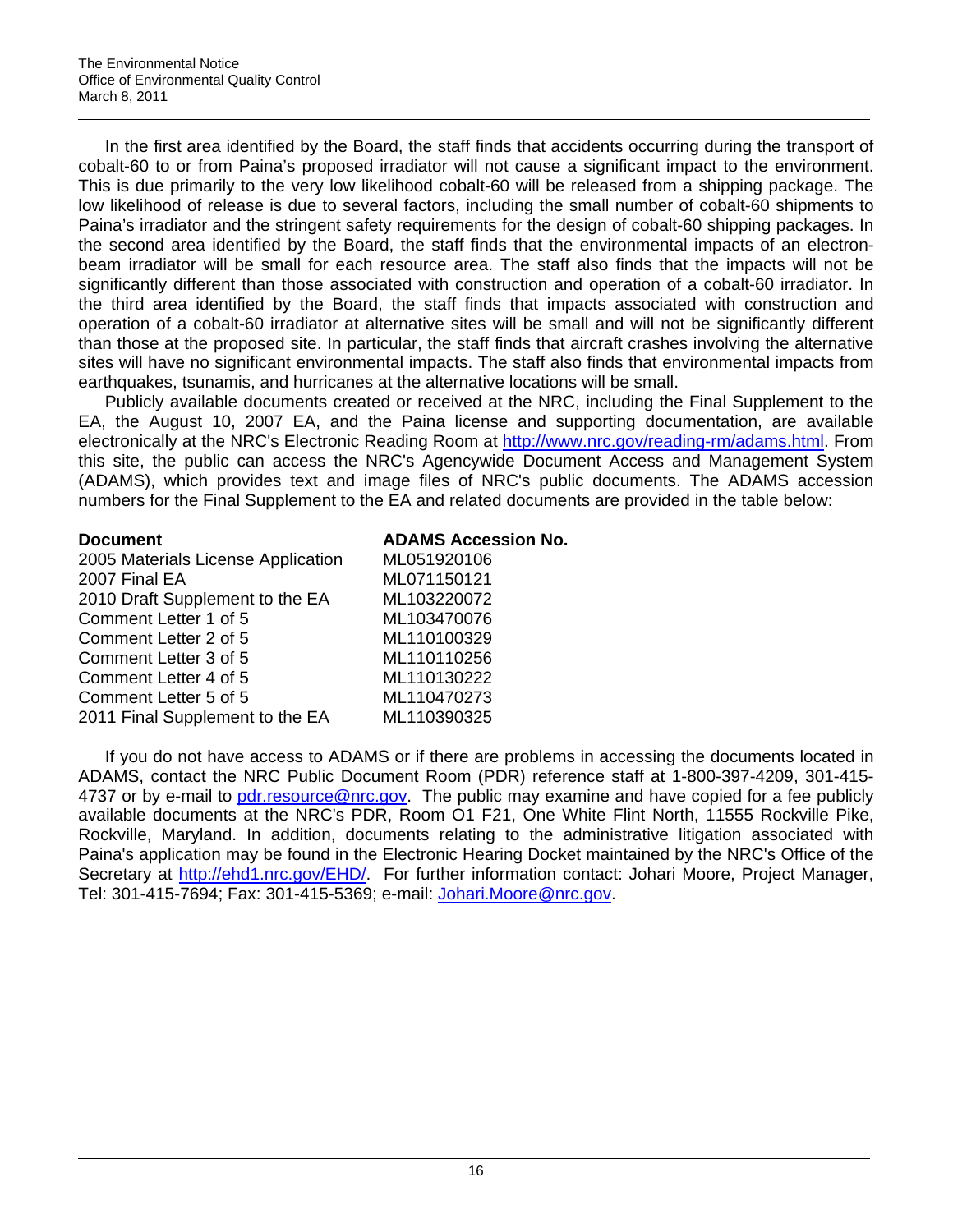In the first area identified by the Board, the staff finds that accidents occurring during the transport of cobalt-60 to or from Paina's proposed irradiator will not cause a significant impact to the environment. This is due primarily to the very low likelihood cobalt-60 will be released from a shipping package. The low likelihood of release is due to several factors, including the small number of cobalt-60 shipments to Paina's irradiator and the stringent safety requirements for the design of cobalt-60 shipping packages. In the second area identified by the Board, the staff finds that the environmental impacts of an electron-beam irradiator will be small for each resource area. The staff also finds that the impacts will not be significantly different than those associated with construction and operation of a cobalt-60 irradiator. In the third area identified by the Board, the staff finds that impacts associated with construction and operation of a cobalt-60 irradiator at alternative sites will be small and will not be significantly different than those at the proposed site. In particular, the staff finds that aircraft crashes involving the alternative sites will have no significant environmental impacts. The staff also finds that environmental impacts from earthquakes, tsunamis, and hurricanes at the alternative locations will be small.

Publicly available documents created or received at the NRC, including the Final Supplement to the EA, the August 10, 2007 EA, and the Paina license and supporting documentation, are available electronically at the NRC's Electronic Reading Room at http://www.nrc.gov/reading-rm/adams.html. From this site, the public can access the NRC's Agencywide Document Access and Management System (ADAMS), which provides text and image files of NRC's public documents. The ADAMS accession numbers for the Final Supplement to the EA and related documents are provided in the table below:

| Document | ADAMS Accession No. |
|---|---|
| 2005 Materials License Application | ML051920106 |
| 2007 Final EA | ML071150121 |
| 2010 Draft Supplement to the EA | ML103220072 |
| Comment Letter 1 of 5 | ML103470076 |
| Comment Letter 2 of 5 | ML110100329 |
| Comment Letter 3 of 5 | ML110110256 |
| Comment Letter 4 of 5 | ML110130222 |
| Comment Letter 5 of 5 | ML110470273 |
| 2011 Final Supplement to the EA | ML110390325 |

If you do not have access to ADAMS or if there are problems in accessing the documents located in ADAMS, contact the NRC Public Document Room (PDR) reference staff at 1-800-397-4209, 301-415-4737 or by e-mail to pdr.resource@nrc.gov. The public may examine and have copied for a fee publicly available documents at the NRC's PDR, Room O1 F21, One White Flint North, 11555 Rockville Pike, Rockville, Maryland. In addition, documents relating to the administrative litigation associated with Paina's application may be found in the Electronic Hearing Docket maintained by the NRC's Office of the Secretary at http://ehd1.nrc.gov/EHD/. For further information contact: Johari Moore, Project Manager, Tel: 301-415-7694; Fax: 301-415-5369; e-mail: Johari.Moore@nrc.gov.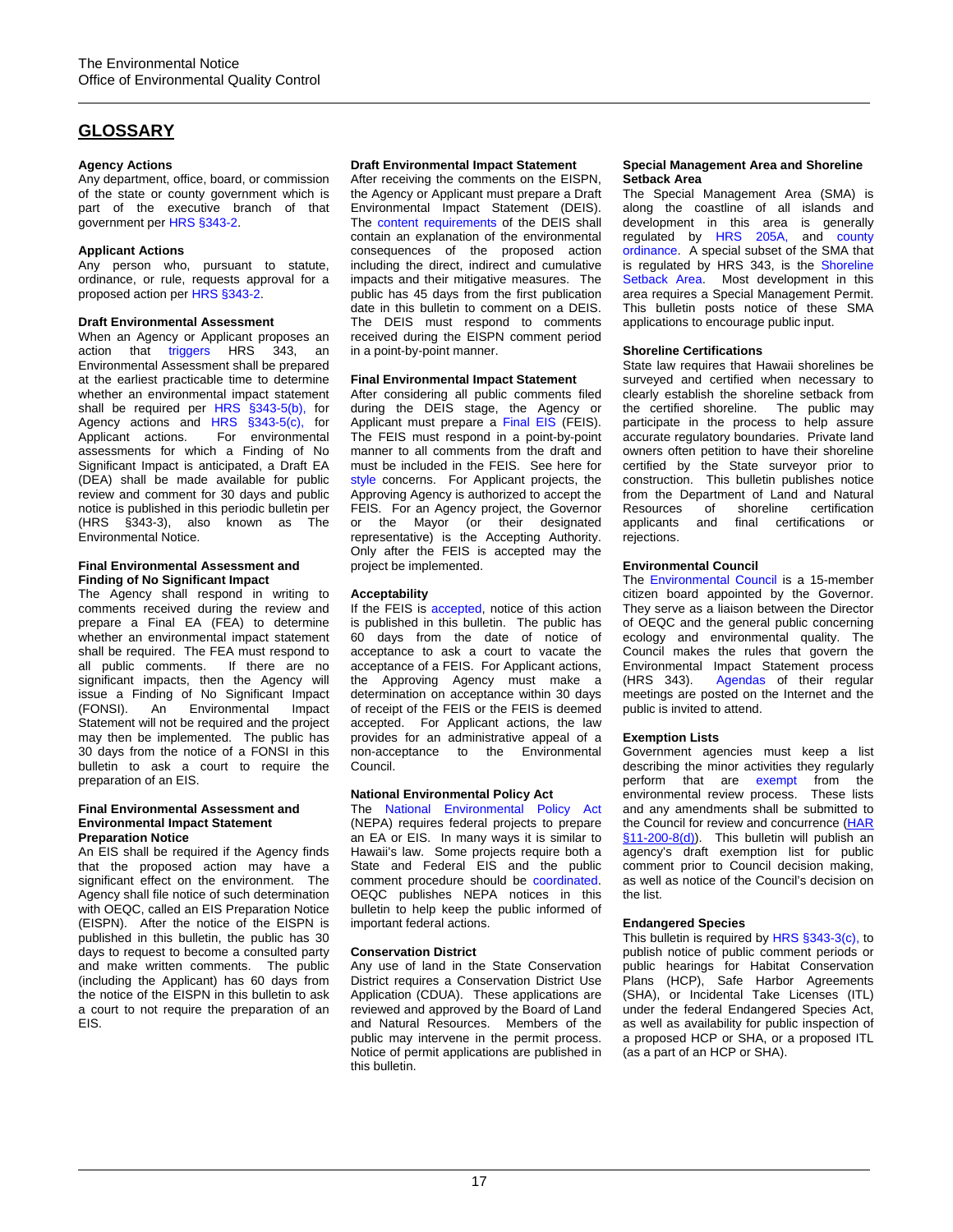## GLOSSARY

**Agency Actions**
Any department, office, board, or commission of the state or county government which is part of the executive branch of that government per HRS §343-2.

**Applicant Actions**
Any person who, pursuant to statute, ordinance, or rule, requests approval for a proposed action per HRS §343-2.

**Draft Environmental Assessment**
When an Agency or Applicant proposes an action that triggers HRS 343, an Environmental Assessment shall be prepared at the earliest practicable time to determine whether an environmental impact statement shall be required per HRS §343-5(b), for Agency actions and HRS §343-5(c), for Applicant actions. For environmental assessments for which a Finding of No Significant Impact is anticipated, a Draft EA (DEA) shall be made available for public review and comment for 30 days and public notice is published in this periodic bulletin per (HRS §343-3), also known as The Environmental Notice.

**Final Environmental Assessment and Finding of No Significant Impact**
The Agency shall respond in writing to comments received during the review and prepare a Final EA (FEA) to determine whether an environmental impact statement shall be required. The FEA must respond to all public comments. If there are no significant impacts, then the Agency will issue a Finding of No Significant Impact (FONSI). An Environmental Impact Statement will not be required and the project may then be implemented. The public has 30 days from the notice of a FONSI in this bulletin to ask a court to require the preparation of an EIS.

**Final Environmental Assessment and Environmental Impact Statement Preparation Notice**
An EIS shall be required if the Agency finds that the proposed action may have a significant effect on the environment. The Agency shall file notice of such determination with OEQC, called an EIS Preparation Notice (EISPN). After the notice of the EISPN is published in this bulletin, the public has 30 days to request to become a consulted party and make written comments. The public (including the Applicant) has 60 days from the notice of the EISPN in this bulletin to ask a court to not require the preparation of an EIS.

**Draft Environmental Impact Statement**
After receiving the comments on the EISPN, the Agency or Applicant must prepare a Draft Environmental Impact Statement (DEIS). The content requirements of the DEIS shall contain an explanation of the environmental consequences of the proposed action including the direct, indirect and cumulative impacts and their mitigative measures. The public has 45 days from the first publication date in this bulletin to comment on a DEIS. The DEIS must respond to comments received during the EISPN comment period in a point-by-point manner.

**Final Environmental Impact Statement**
After considering all public comments filed during the DEIS stage, the Agency or Applicant must prepare a Final EIS (FEIS). The FEIS must respond in a point-by-point manner to all comments from the draft and must be included in the FEIS. See here for style concerns. For Applicant projects, the Approving Agency is authorized to accept the FEIS. For an Agency project, the Governor or the Mayor (or their designated representative) is the Accepting Authority. Only after the FEIS is accepted may the project be implemented.

**Acceptability**
If the FEIS is accepted, notice of this action is published in this bulletin. The public has 60 days from the date of notice of acceptance to ask a court to vacate the acceptance of a FEIS. For Applicant actions, the Approving Agency must make a determination on acceptance within 30 days of receipt of the FEIS or the FEIS is deemed accepted. For Applicant actions, the law provides for an administrative appeal of a non-acceptance to the Environmental Council.

**National Environmental Policy Act**
The National Environmental Policy Act (NEPA) requires federal projects to prepare an EA or EIS. In many ways it is similar to Hawaii's law. Some projects require both a State and Federal EIS and the public comment procedure should be coordinated. OEQC publishes NEPA notices in this bulletin to help keep the public informed of important federal actions.

**Conservation District**
Any use of land in the State Conservation District requires a Conservation District Use Application (CDUA). These applications are reviewed and approved by the Board of Land and Natural Resources. Members of the public may intervene in the permit process. Notice of permit applications are published in this bulletin.

**Special Management Area and Shoreline Setback Area**
The Special Management Area (SMA) is along the coastline of all islands and development in this area is generally regulated by HRS 205A, and county ordinance. A special subset of the SMA that is regulated by HRS 343, is the Shoreline Setback Area. Most development in this area requires a Special Management Permit. This bulletin posts notice of these SMA applications to encourage public input.

**Shoreline Certifications**
State law requires that Hawaii shorelines be surveyed and certified when necessary to clearly establish the shoreline setback from the certified shoreline. The public may participate in the process to help assure accurate regulatory boundaries. Private land owners often petition to have their shoreline certified by the State surveyor prior to construction. This bulletin publishes notice from the Department of Land and Natural Resources of shoreline certification applicants and final certifications or rejections.

**Environmental Council**
The Environmental Council is a 15-member citizen board appointed by the Governor. They serve as a liaison between the Director of OEQC and the general public concerning ecology and environmental quality. The Council makes the rules that govern the Environmental Impact Statement process (HRS 343). Agendas of their regular meetings are posted on the Internet and the public is invited to attend.

**Exemption Lists**
Government agencies must keep a list describing the minor activities they regularly perform that are exempt from the environmental review process. These lists and any amendments shall be submitted to the Council for review and concurrence (HAR §11-200-8(d)). This bulletin will publish an agency's draft exemption list for public comment prior to Council decision making, as well as notice of the Council's decision on the list.

**Endangered Species**
This bulletin is required by HRS §343-3(c), to publish notice of public comment periods or public hearings for Habitat Conservation Plans (HCP), Safe Harbor Agreements (SHA), or Incidental Take Licenses (ITL) under the federal Endangered Species Act, as well as availability for public inspection of a proposed HCP or SHA, or a proposed ITL (as a part of an HCP or SHA).